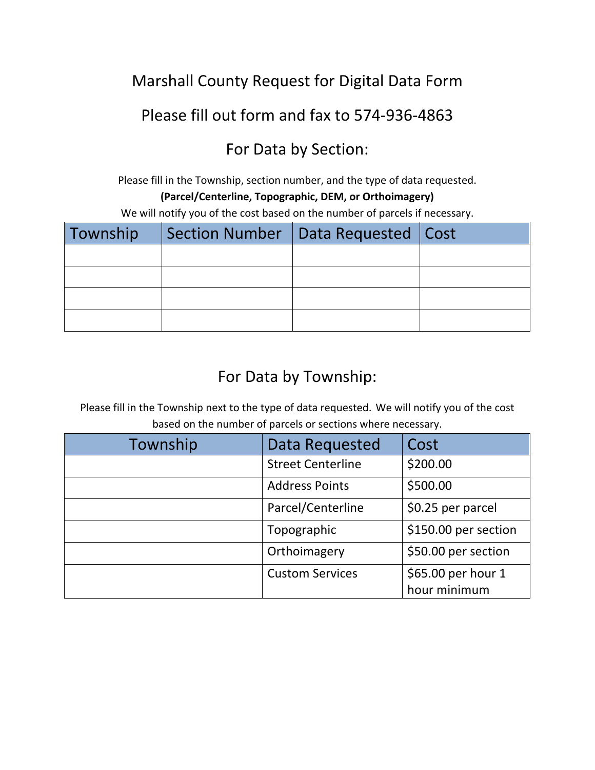# Marshall County Request for Digital Data Form

## Please fill out form and fax to 574-936-4863

## For Data by Section:

Please fill in the Township, section number, and the type of data requested.

**(Parcel/Centerline, Topographic, DEM, or Orthoimagery)**

We will notify you of the cost based on the number of parcels if necessary.

| Township | Section Number | Data Requested | Cost |
|---|---|---|---|
| | | | |
| | | | |
| | | | |
| | | | |

## For Data by Township:

Please fill in the Township next to the type of data requested. We will notify you of the cost based on the number of parcels or sections where necessary.

| Township | Data Requested | Cost |
|---|---|---|
| | Street Centerline | $200.00 |
| | Address Points | $500.00 |
| | Parcel/Centerline | $0.25 per parcel |
| | Topographic | $150.00 per section |
| | Orthoimagery | $50.00 per section |
| | Custom Services | $65.00 per hour 1 hour minimum |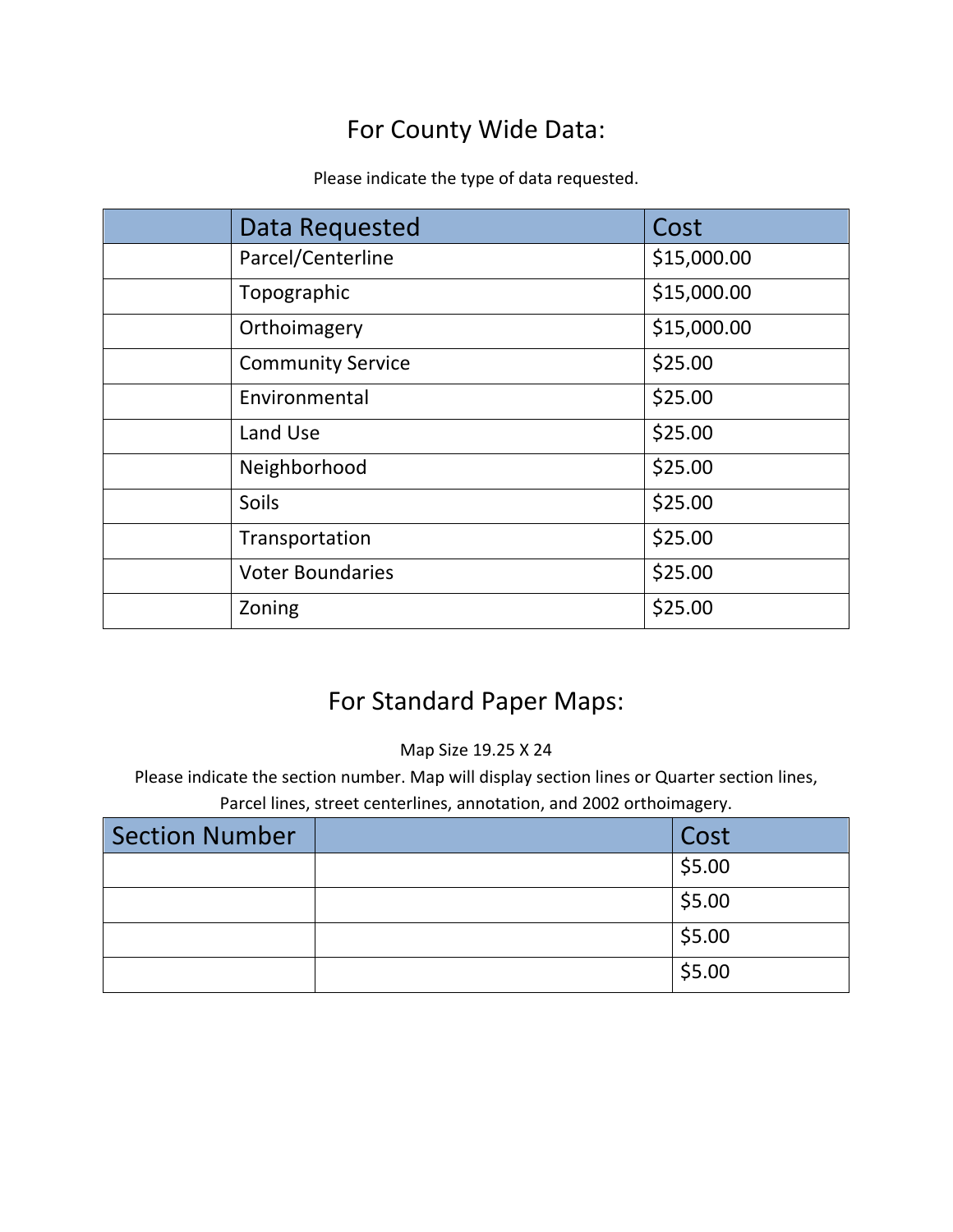## For County Wide Data:

Please indicate the type of data requested.

| | Data Requested | Cost |
|---|---|---|
| | Parcel/Centerline | $15,000.00 |
| | Topographic | $15,000.00 |
| | Orthoimagery | $15,000.00 |
| | Community Service | $25.00 |
| | Environmental | $25.00 |
| | Land Use | $25.00 |
| | Neighborhood | $25.00 |
| | Soils | $25.00 |
| | Transportation | $25.00 |
| | Voter Boundaries | $25.00 |
| | Zoning | $25.00 |

## For Standard Paper Maps:

Map Size 19.25 X 24

Please indicate the section number. Map will display section lines or Quarter section lines, Parcel lines, street centerlines, annotation, and 2002 orthoimagery.

| Section Number | | Cost |
|---|---|---|
| | | $5.00 |
| | | $5.00 |
| | | $5.00 |
| | | $5.00 |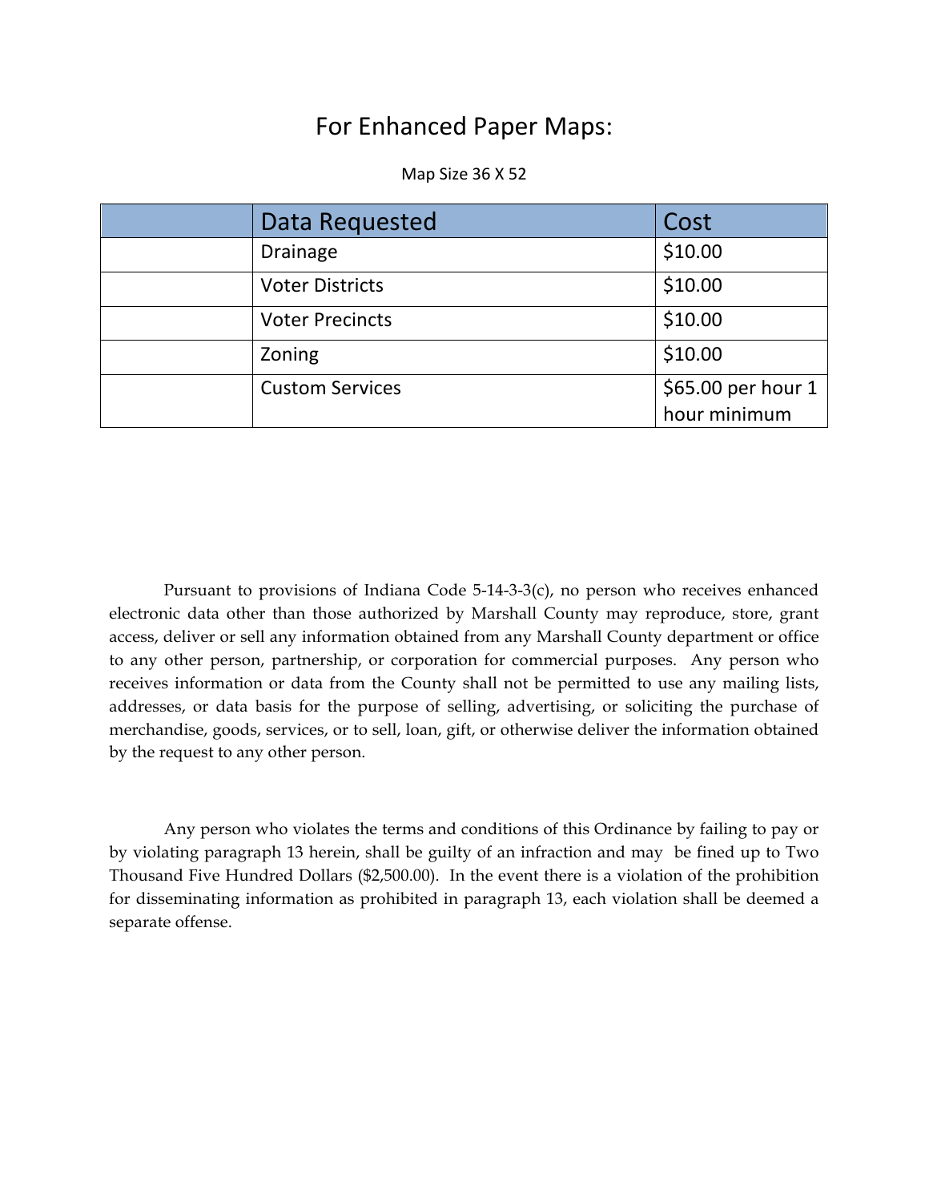# For Enhanced Paper Maps:

Map Size 36 X 52

| | Data Requested | Cost |
|---|---|---|
| | Drainage | $10.00 |
| | Voter Districts | $10.00 |
| | Voter Precincts | $10.00 |
| | Zoning | $10.00 |
| | Custom Services | $65.00 per hour 1 hour minimum |

Pursuant to provisions of Indiana Code 5-14-3-3(c), no person who receives enhanced electronic data other than those authorized by Marshall County may reproduce, store, grant access, deliver or sell any information obtained from any Marshall County department or office to any other person, partnership, or corporation for commercial purposes. Any person who receives information or data from the County shall not be permitted to use any mailing lists, addresses, or data basis for the purpose of selling, advertising, or soliciting the purchase of merchandise, goods, services, or to sell, loan, gift, or otherwise deliver the information obtained by the request to any other person.

Any person who violates the terms and conditions of this Ordinance by failing to pay or by violating paragraph 13 herein, shall be guilty of an infraction and may be fined up to Two Thousand Five Hundred Dollars ($2,500.00). In the event there is a violation of the prohibition for disseminating information as prohibited in paragraph 13, each violation shall be deemed a separate offense.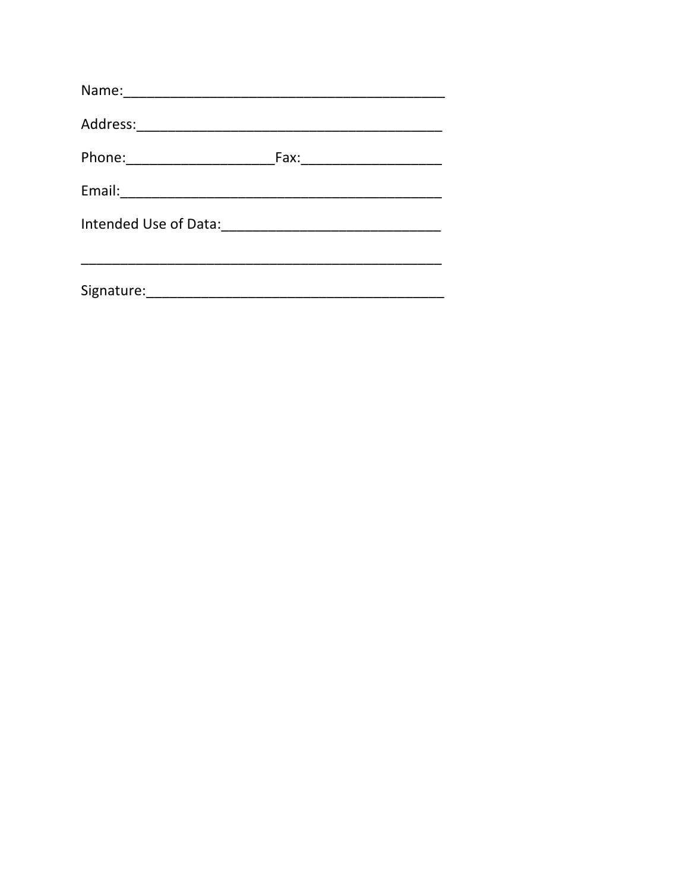Name:___________________________________________

Address:_________________________________________

Phone:____________________Fax:__________________

Email:___________________________________________

Intended Use of Data:_____________________________

_________________________________________________

Signature:________________________________________